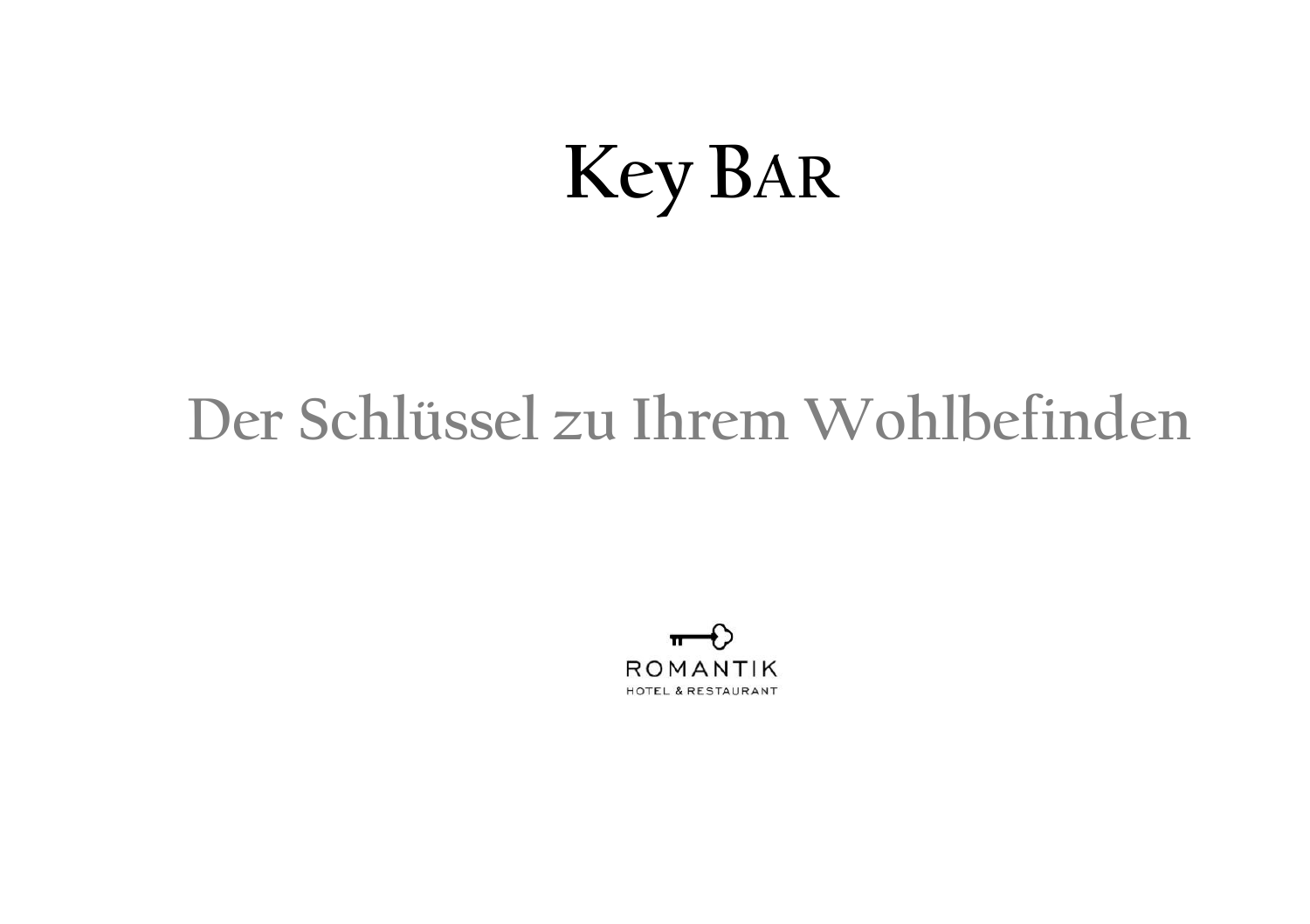# Key Bar

## Der Schlüssel zu Ihrem Wohlbefinden

ROMANTIK
HOTEL & RESTAURANT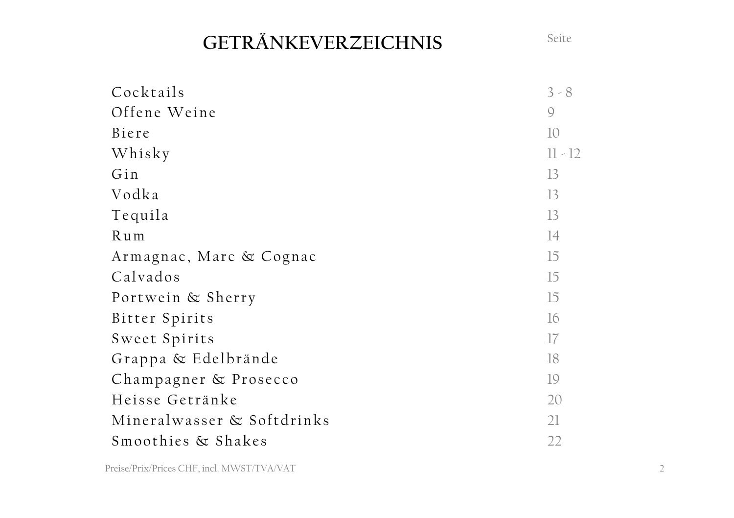# GETRÄNKEVERZEICHNIS

| | Seite |
|---|---|
| Cocktails | 3 - 8 |
| Offene Weine | 9 |
| Biere | 10 |
| Whisky | 11 - 12 |
| Gin | 13 |
| Vodka | 13 |
| Tequila | 13 |
| Rum | 14 |
| Armagnac, Marc & Cognac | 15 |
| Calvados | 15 |
| Portwein & Sherry | 15 |
| Bitter Spirits | 16 |
| Sweet Spirits | 17 |
| Grappa & Edelbrände | 18 |
| Champagner & Prosecco | 19 |
| Heisse Getränke | 20 |
| Mineralwasser & Softdrinks | 21 |
| Smoothies & Shakes | 22 |

Preise/Prix/Prices CHF, incl. MWST/TVA/VAT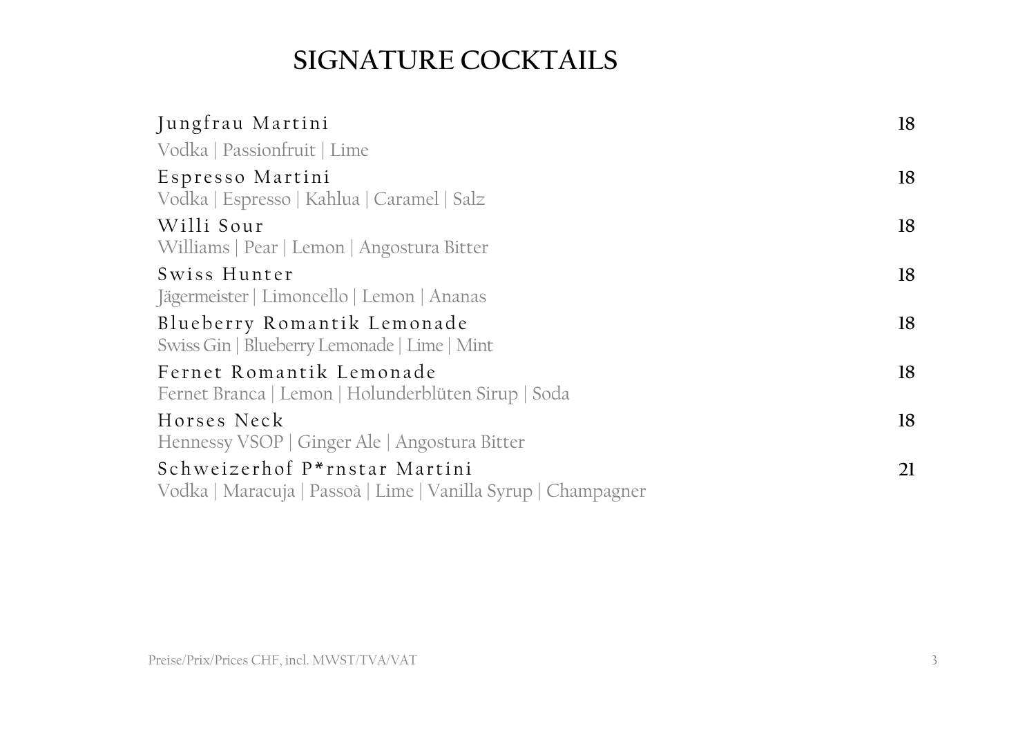# SIGNATURE COCKTAILS

Jungfrau Martini 18
Vodka | Passionfruit | Lime

Espresso Martini 18
Vodka | Espresso | Kahlua | Caramel | Salz

Willi Sour 18
Williams | Pear | Lemon | Angostura Bitter

Swiss Hunter 18
Jägermeister | Limoncello | Lemon | Ananas

Blueberry Romantik Lemonade 18
Swiss Gin | Blueberry Lemonade | Lime | Mint

Fernet Romantik Lemonade 18
Fernet Branca | Lemon | Holunderblüten Sirup | Soda

Horses Neck 18
Hennessy VSOP | Ginger Ale | Angostura Bitter

Schweizerhof P*rnstar Martini 21
Vodka | Maracuja | Passoà | Lime | Vanilla Syrup | Champagner

Preise/Prix/Prices CHF, incl. MWST/TVA/VAT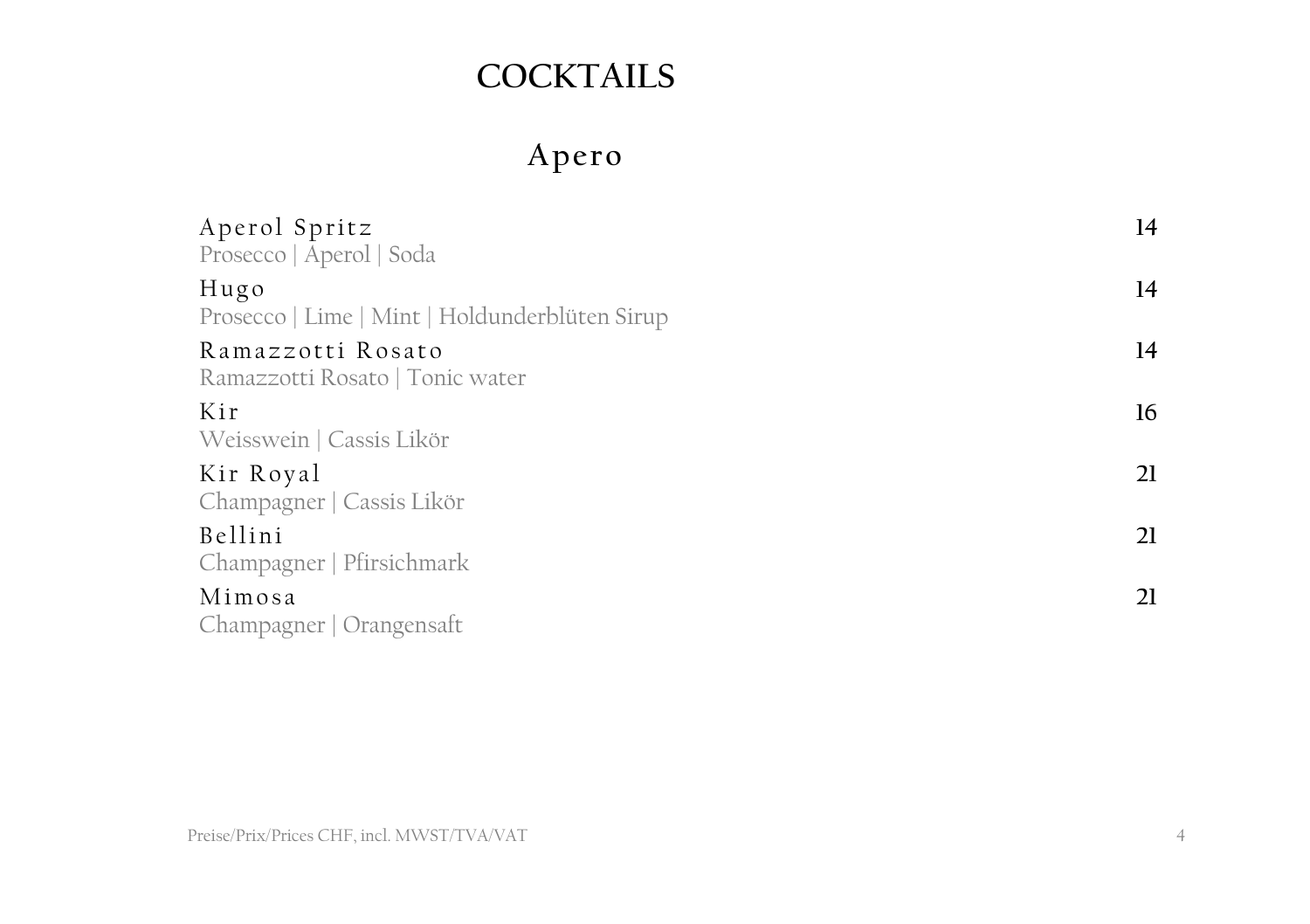# COCKTAILS

## Apero

| | |
|---|---|
| Aperol Spritz<br>Prosecco \| Aperol \| Soda | 14 |
| Hugo<br>Prosecco \| Lime \| Mint \| Holdunderblüten Sirup | 14 |
| Ramazzotti Rosato<br>Ramazzotti Rosato \| Tonic water | 14 |
| Kir<br>Weisswein \| Cassis Likör | 16 |
| Kir Royal<br>Champagner \| Cassis Likör | 21 |
| Bellini<br>Champagner \| Pfirsichmark | 21 |
| Mimosa<br>Champagner \| Orangensaft | 21 |

Preise/Prix/Prices CHF, incl. MWST/TVA/VAT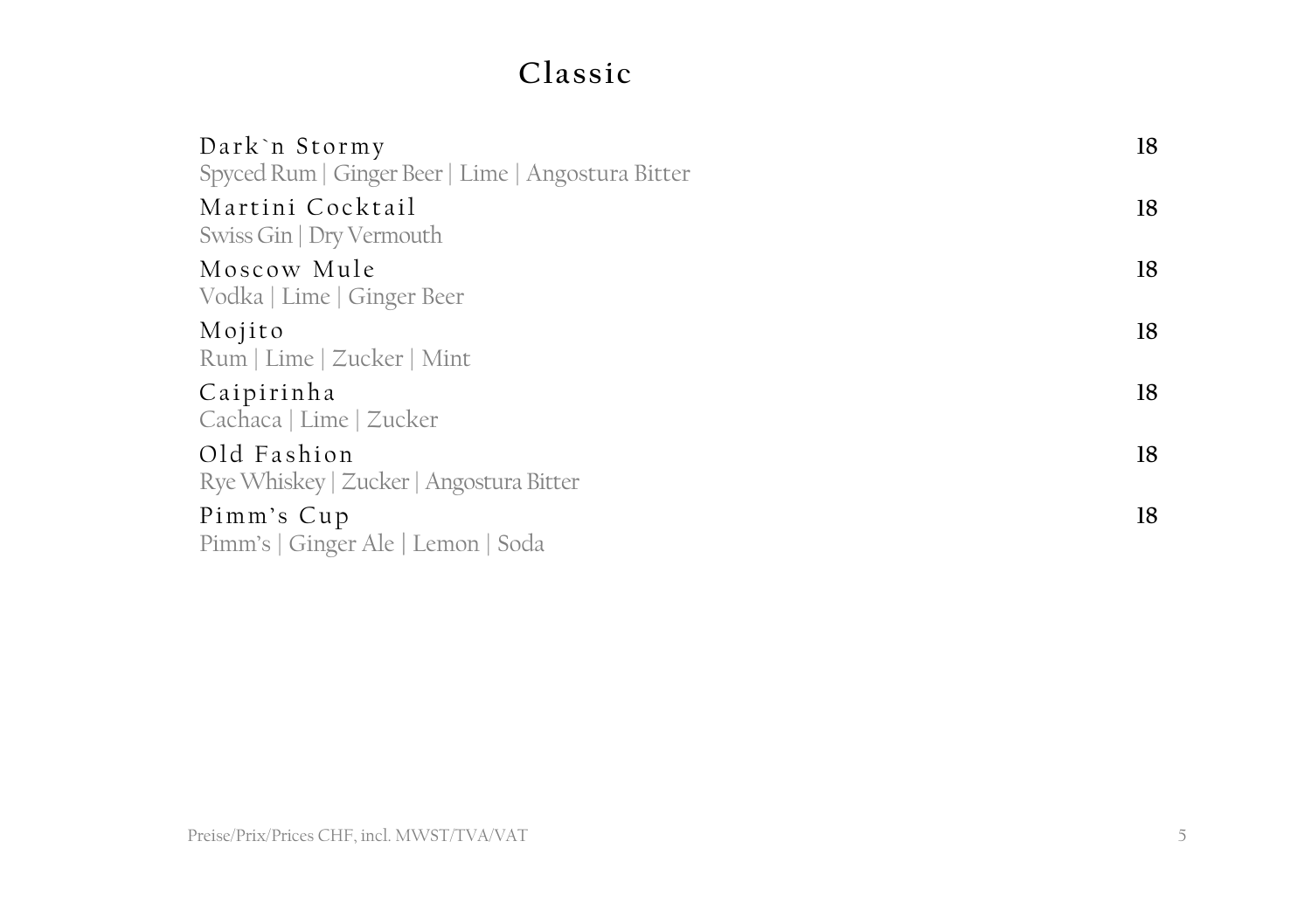# Classic

**Dark`n Stormy** 18
Spyced Rum | Ginger Beer | Lime | Angostura Bitter

**Martini Cocktail** 18
Swiss Gin | Dry Vermouth

**Moscow Mule** 18
Vodka | Lime | Ginger Beer

**Mojito** 18
Rum | Lime | Zucker | Mint

**Caipirinha** 18
Cachaca | Lime | Zucker

**Old Fashion** 18
Rye Whiskey | Zucker | Angostura Bitter

**Pimm's Cup** 18
Pimm's | Ginger Ale | Lemon | Soda

Preise/Prix/Prices CHF, incl. MWST/TVA/VAT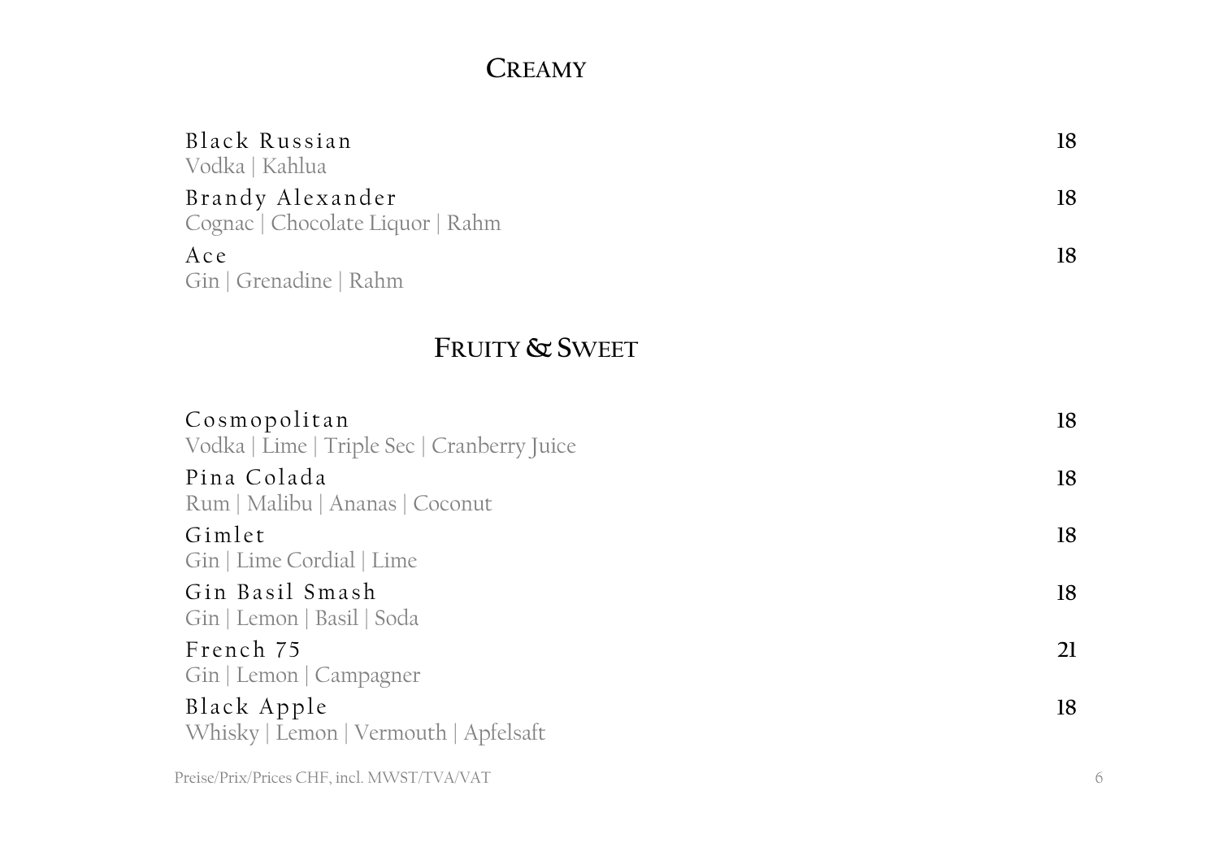## Creamy

| | |
|---|---|
| Black Russian<br>Vodka \| Kahlua | 18 |
| Brandy Alexander<br>Cognac \| Chocolate Liquor \| Rahm | 18 |
| Ace<br>Gin \| Grenadine \| Rahm | 18 |

## Fruity & Sweet

| | |
|---|---|
| Cosmopolitan<br>Vodka \| Lime \| Triple Sec \| Cranberry Juice | 18 |
| Pina Colada<br>Rum \| Malibu \| Ananas \| Coconut | 18 |
| Gimlet<br>Gin \| Lime Cordial \| Lime | 18 |
| Gin Basil Smash<br>Gin \| Lemon \| Basil \| Soda | 18 |
| French 75<br>Gin \| Lemon \| Campagner | 21 |
| Black Apple<br>Whisky \| Lemon \| Vermouth \| Apfelsaft | 18 |

Preise/Prix/Prices CHF, incl. MWST/TVA/VAT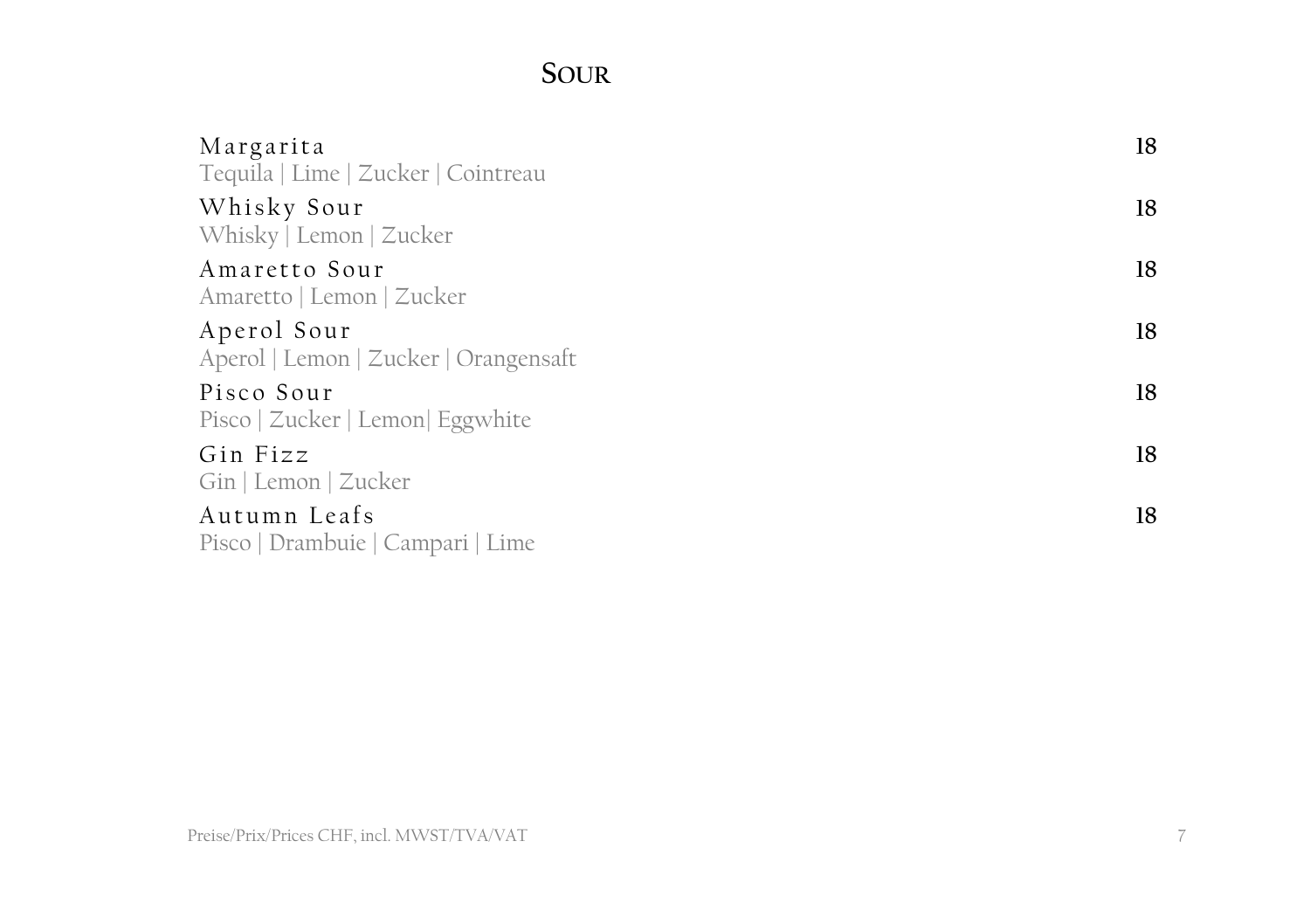## Sour

**Margarita** — 18
Tequila | Lime | Zucker | Cointreau

**Whisky Sour** — 18
Whisky | Lemon | Zucker

**Amaretto Sour** — 18
Amaretto | Lemon | Zucker

**Aperol Sour** — 18
Aperol | Lemon | Zucker | Orangensaft

**Pisco Sour** — 18
Pisco | Zucker | Lemon| Eggwhite

**Gin Fizz** — 18
Gin | Lemon | Zucker

**Autumn Leafs** — 18
Pisco | Drambuie | Campari | Lime

Preise/Prix/Prices CHF, incl. MWST/TVA/VAT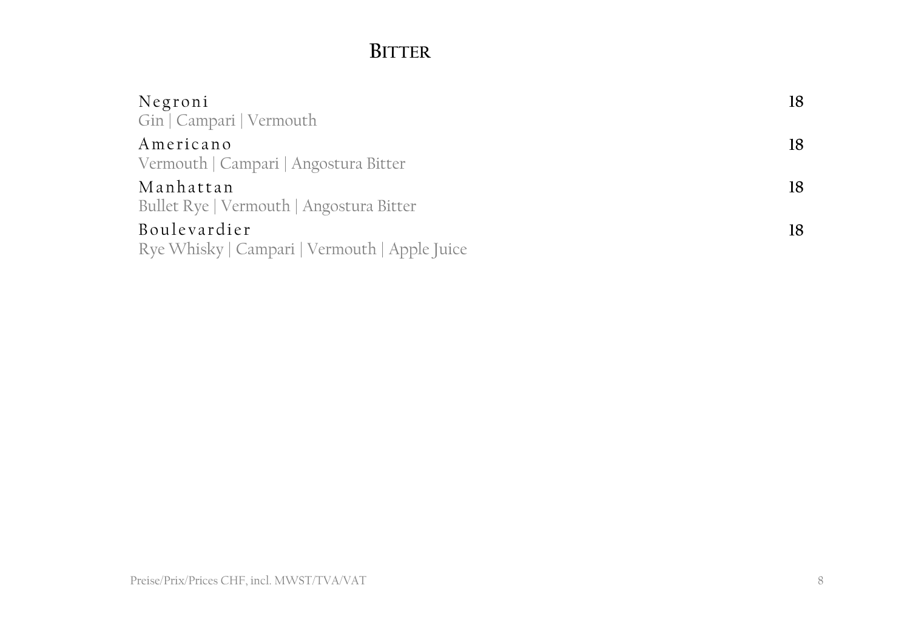# Bitter

| | |
|---|---|
| **Negroni**<br>Gin \| Campari \| Vermouth | 18 |
| **Americano**<br>Vermouth \| Campari \| Angostura Bitter | 18 |
| **Manhattan**<br>Bullet Rye \| Vermouth \| Angostura Bitter | 18 |
| **Boulevardier**<br>Rye Whisky \| Campari \| Vermouth \| Apple Juice | 18 |

Preise/Prix/Prices CHF, incl. MWST/TVA/VAT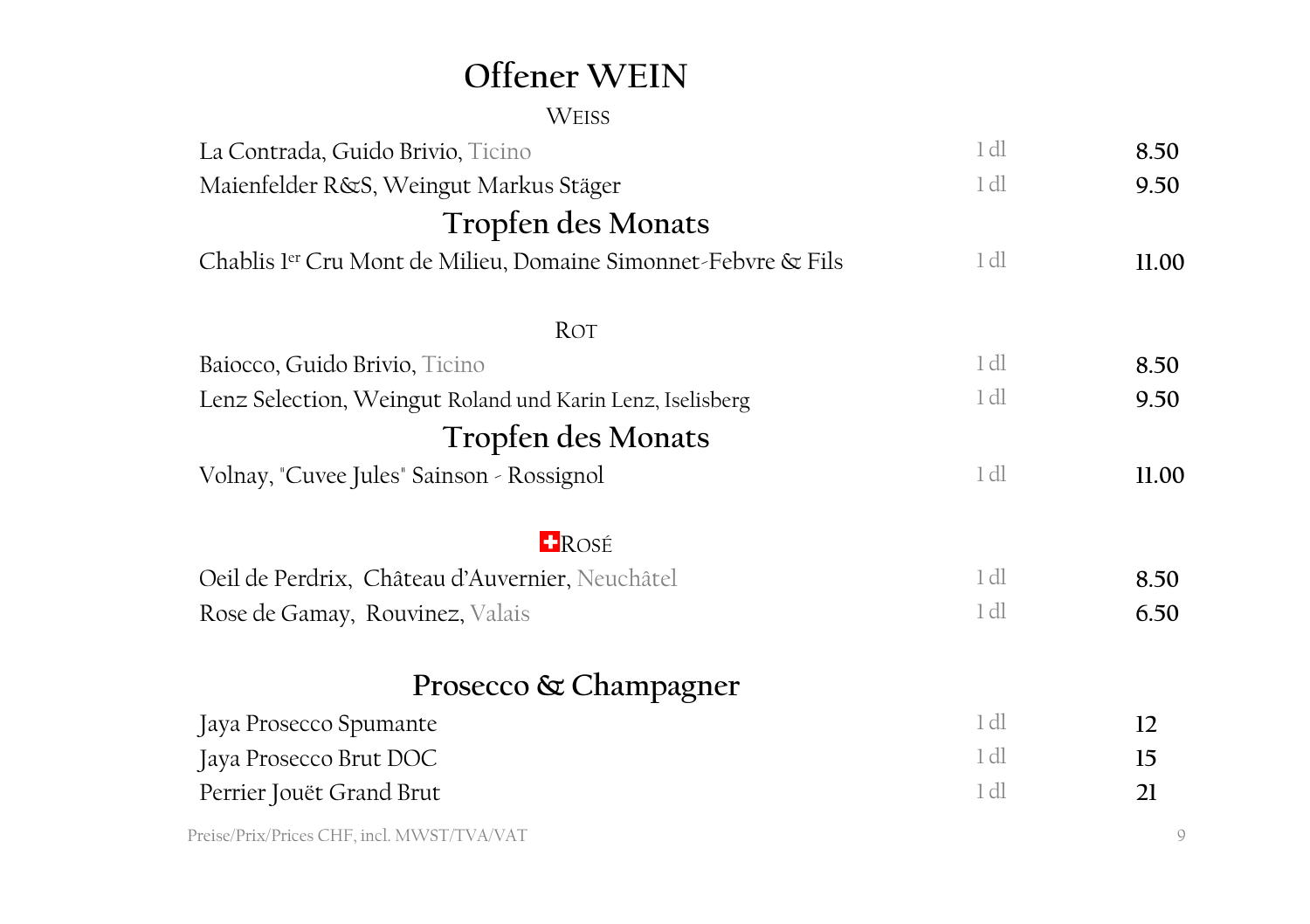# Offener WEIN

## WEISS

| | | |
|---|---|---|
| La Contrada, Guido Brivio, Ticino | 1 dl | **8.50** |
| Maienfelder R&S, Weingut Markus Stäger | 1 dl | **9.50** |

### Tropfen des Monats

| | | |
|---|---|---|
| Chablis 1er Cru Mont de Milieu, Domaine Simonnet-Febvre & Fils | 1 dl | **11.00** |

## ROT

| | | |
|---|---|---|
| Baiocco, Guido Brivio, Ticino | 1 dl | **8.50** |
| Lenz Selection, Weingut Roland und Karin Lenz, Iselisberg | 1 dl | **9.50** |

### Tropfen des Monats

| | | |
|---|---|---|
| Volnay, "Cuvee Jules" Sainson - Rossignol | 1 dl | **11.00** |

## ROSÉ

| | | |
|---|---|---|
| Oeil de Perdrix, Château d'Auvernier, Neuchâtel | 1 dl | **8.50** |
| Rose de Gamay, Rouvinez, Valais | 1 dl | **6.50** |

## Prosecco & Champagner

| | | |
|---|---|---|
| Jaya Prosecco Spumante | 1 dl | **12** |
| Jaya Prosecco Brut DOC | 1 dl | **15** |
| Perrier Jouët Grand Brut | 1 dl | **21** |

Preise/Prix/Prices CHF, incl. MWST/TVA/VAT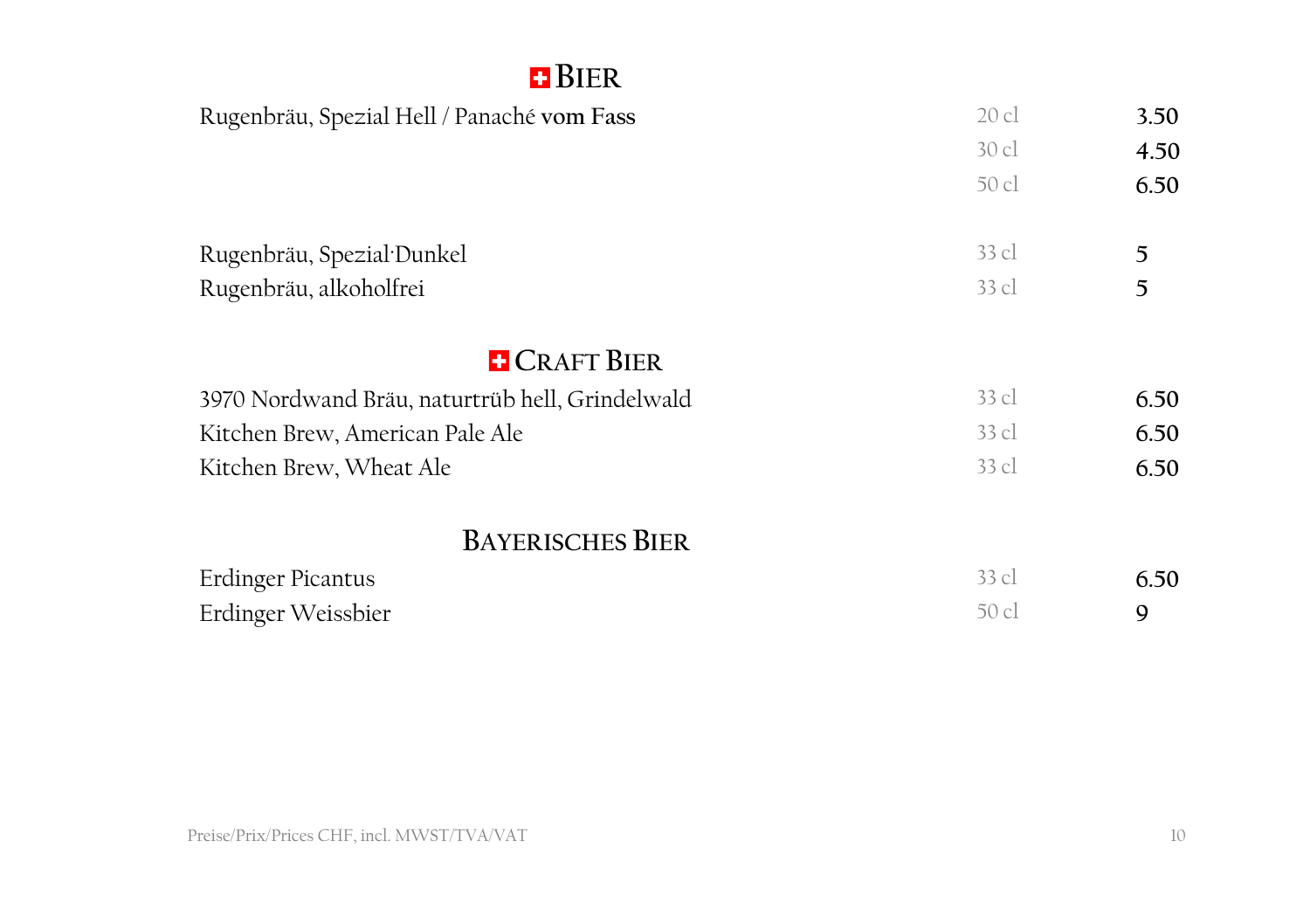## BIER

| | | |
|---|---|---|
| Rugenbräu, Spezial Hell / Panaché **vom Fass** | 20 cl | **3.50** |
| | 30 cl | **4.50** |
| | 50 cl | **6.50** |
| Rugenbräu, Spezial·Dunkel | 33 cl | **5** |
| Rugenbräu, alkoholfrei | 33 cl | **5** |

## CRAFT BIER

| | | |
|---|---|---|
| 3970 Nordwand Bräu, naturtrüb hell, Grindelwald | 33 cl | **6.50** |
| Kitchen Brew, American Pale Ale | 33 cl | **6.50** |
| Kitchen Brew, Wheat Ale | 33 cl | **6.50** |

## BAYERISCHES BIER

| | | |
|---|---|---|
| Erdinger Picantus | 33 cl | **6.50** |
| Erdinger Weissbier | 50 cl | **9** |

Preise/Prix/Prices CHF, incl. MWST/TVA/VAT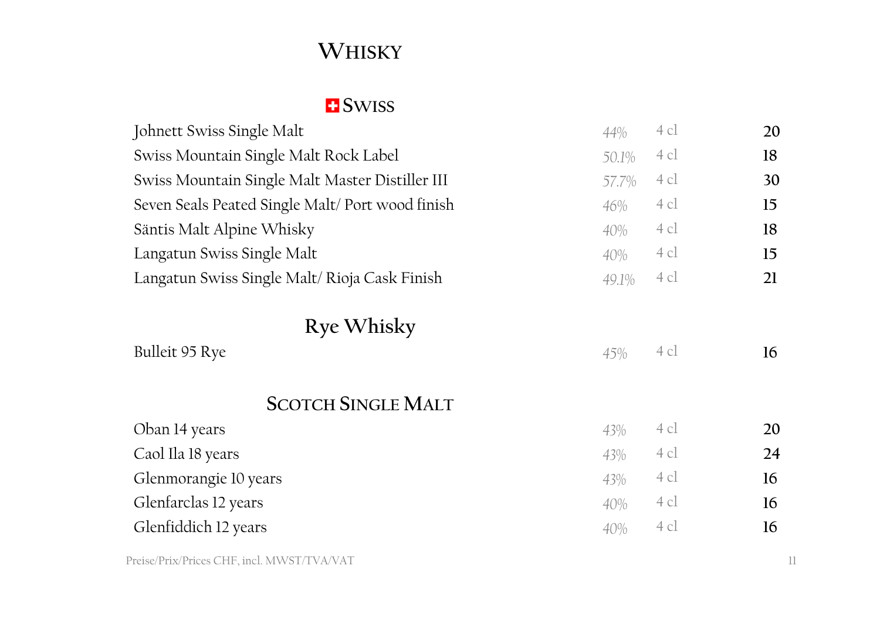# WHISKY

## SWISS

| | | | |
|---|---|---|---|
| Johnett Swiss Single Malt | *44%* | 4 cl | **20** |
| Swiss Mountain Single Malt Rock Label | *50.1%* | 4 cl | **18** |
| Swiss Mountain Single Malt Master Distiller III | *57.7%* | 4 cl | **30** |
| Seven Seals Peated Single Malt/ Port wood finish | *46%* | 4 cl | **15** |
| Säntis Malt Alpine Whisky | *40%* | 4 cl | **18** |
| Langatun Swiss Single Malt | *40%* | 4 cl | **15** |
| Langatun Swiss Single Malt/ Rioja Cask Finish | *49.1%* | 4 cl | **21** |

## Rye Whisky

| | | | |
|---|---|---|---|
| Bulleit 95 Rye | *45%* | 4 cl | **16** |

## SCOTCH SINGLE MALT

| | | | |
|---|---|---|---|
| Oban 14 years | *43%* | 4 cl | **20** |
| Caol Ila 18 years | *43%* | 4 cl | **24** |
| Glenmorangie 10 years | *43%* | 4 cl | **16** |
| Glenfarclas 12 years | *40%* | 4 cl | **16** |
| Glenfiddich 12 years | *40%* | 4 cl | **16** |

Preise/Prix/Prices CHF, incl. MWST/TVA/VAT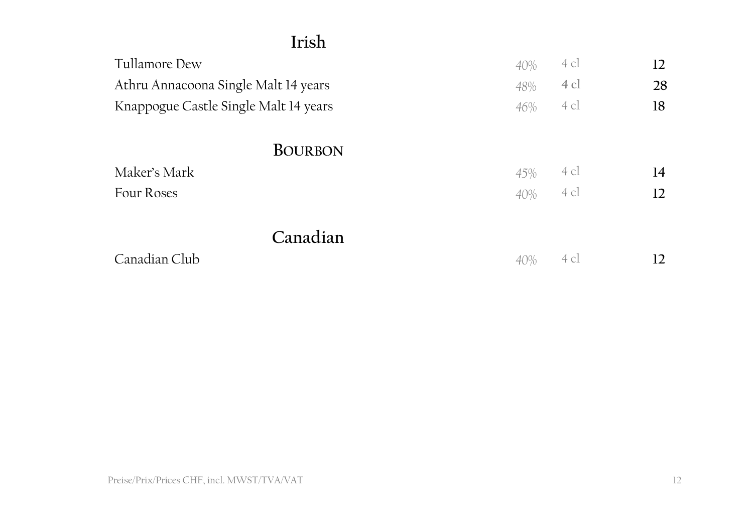## Irish

| | | | |
|---|---|---|---|
| Tullamore Dew | 40% | 4 cl | **12** |
| Athru Annacoona Single Malt 14 years | 48% | 4 cl | **28** |
| Knappogue Castle Single Malt 14 years | 46% | 4 cl | **18** |

## Bourbon

| | | | |
|---|---|---|---|
| Maker's Mark | 45% | 4 cl | **14** |
| Four Roses | 40% | 4 cl | **12** |

## Canadian

| | | | |
|---|---|---|---|
| Canadian Club | 40% | 4 cl | **12** |

Preise/Prix/Prices CHF, incl. MWST/TVA/VAT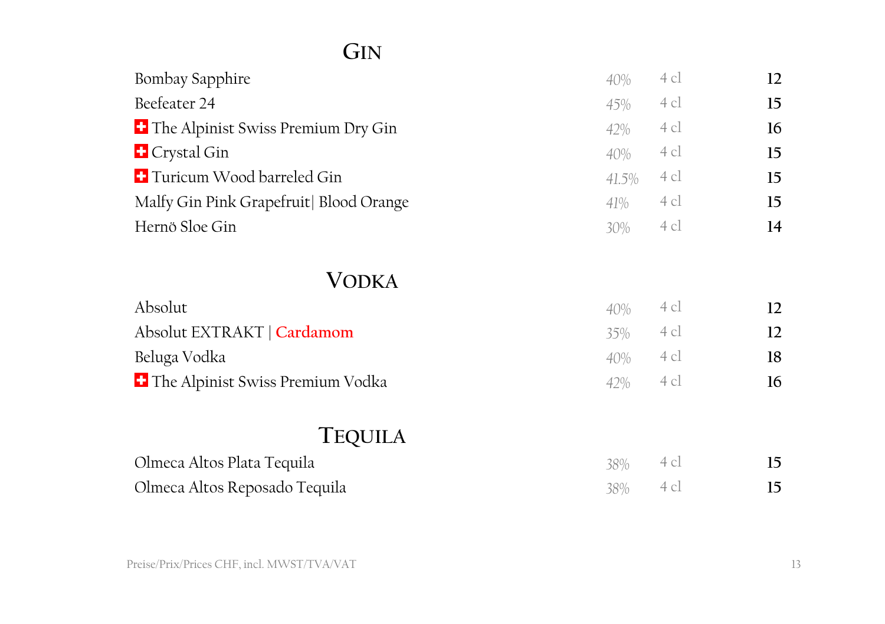## GIN

| | | | |
|---|---|---|---|
| Bombay Sapphire | 40% | 4 cl | 12 |
| Beefeater 24 | 45% | 4 cl | 15 |
| 🇨🇭 The Alpinist Swiss Premium Dry Gin | 42% | 4 cl | 16 |
| 🇨🇭 Crystal Gin | 40% | 4 cl | 15 |
| 🇨🇭 Turicum Wood barreled Gin | 41.5% | 4 cl | 15 |
| Malfy Gin Pink Grapefruit\| Blood Orange | 41% | 4 cl | 15 |
| Hernö Sloe Gin | 30% | 4 cl | 14 |

## VODKA

| | | | |
|---|---|---|---|
| Absolut | 40% | 4 cl | 12 |
| Absolut EXTRAKT \| Cardamom | 35% | 4 cl | 12 |
| Beluga Vodka | 40% | 4 cl | 18 |
| 🇨🇭 The Alpinist Swiss Premium Vodka | 42% | 4 cl | 16 |

## TEQUILA

| | | | |
|---|---|---|---|
| Olmeca Altos Plata Tequila | 38% | 4 cl | 15 |
| Olmeca Altos Reposado Tequila | 38% | 4 cl | 15 |

Preise/Prix/Prices CHF, incl. MWST/TVA/VAT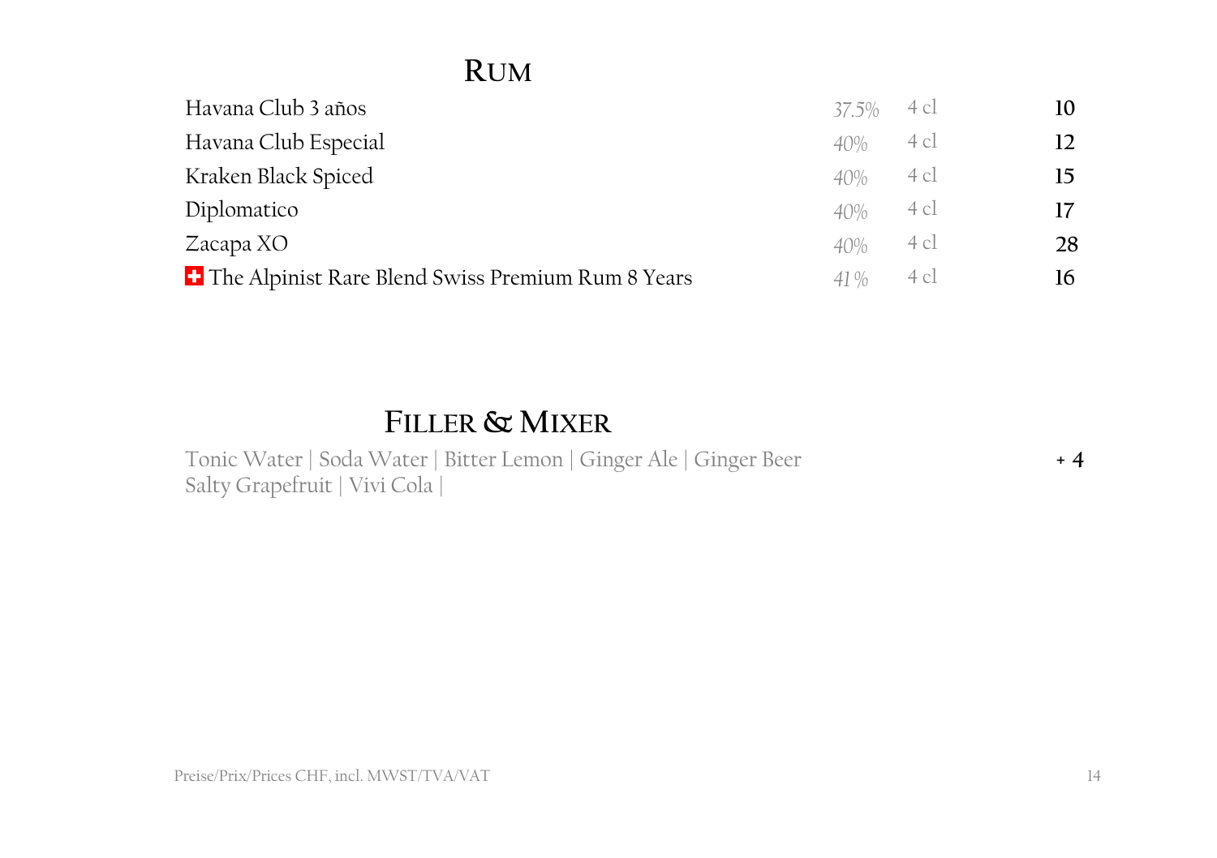## RUM

| | | | |
|---|---|---|---|
| Havana Club 3 años | *37.5%* | 4 cl | **10** |
| Havana Club Especial | *40%* | 4 cl | **12** |
| Kraken Black Spiced | *40%* | 4 cl | **15** |
| Diplomatico | *40%* | 4 cl | **17** |
| Zacapa XO | *40%* | 4 cl | **28** |
| 🇨🇭 The Alpinist Rare Blend Swiss Premium Rum 8 Years | *41%* | 4 cl | **16** |

## FILLER & MIXER

Tonic Water | Soda Water | Bitter Lemon | Ginger Ale | Ginger Beer
Salty Grapefruit | Vivi Cola | **+ 4**

Preise/Prix/Prices CHF, incl. MWST/TVA/VAT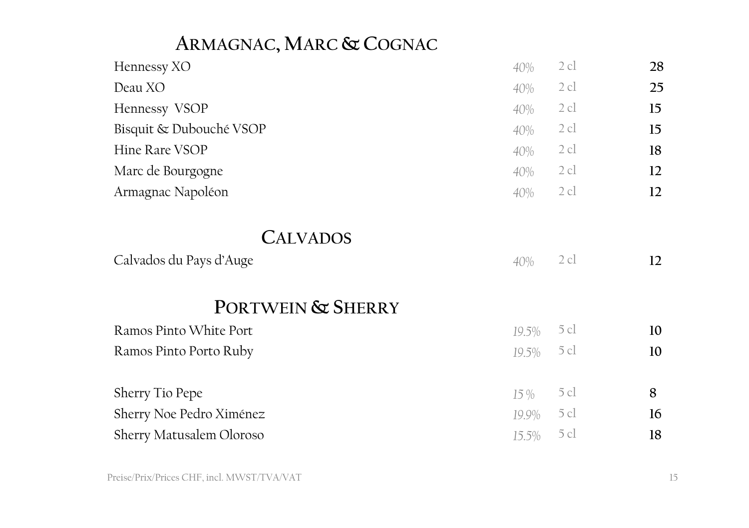## ARMAGNAC, MARC & COGNAC

| | | | |
|---|---|---|---|
| Hennessy XO | *40%* | 2 cl | **28** |
| Deau XO | *40%* | 2 cl | **25** |
| Hennessy VSOP | *40%* | 2 cl | **15** |
| Bisquit & Dubouché VSOP | *40%* | 2 cl | **15** |
| Hine Rare VSOP | *40%* | 2 cl | **18** |
| Marc de Bourgogne | *40%* | 2 cl | **12** |
| Armagnac Napoléon | *40%* | 2 cl | **12** |

## CALVADOS

| | | | |
|---|---|---|---|
| Calvados du Pays d'Auge | *40%* | 2 cl | **12** |

## PORTWEIN & SHERRY

| | | | |
|---|---|---|---|
| Ramos Pinto White Port | *19.5%* | 5 cl | **10** |
| Ramos Pinto Porto Ruby | *19.5%* | 5 cl | **10** |
| | | | |
| Sherry Tio Pepe | *15 %* | 5 cl | **8** |
| Sherry Noe Pedro Ximénez | *19.9%* | 5 cl | **16** |
| Sherry Matusalem Oloroso | *15.5%* | 5 cl | **18** |

Preise/Prix/Prices CHF, incl. MWST/TVA/VAT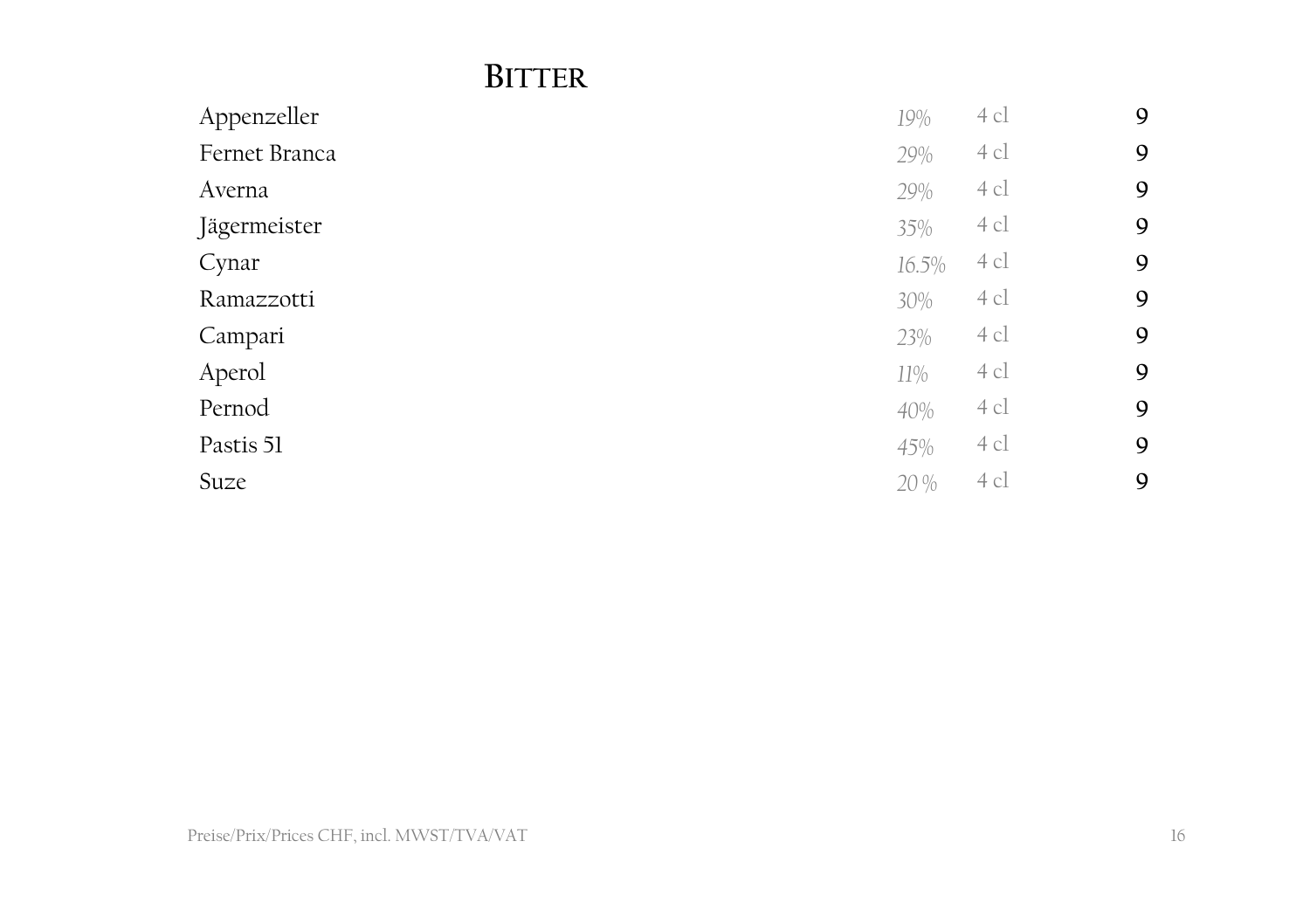## Bitter

| | | | |
|---|---|---|---|
| Appenzeller | *19%* | 4 cl | 9 |
| Fernet Branca | *29%* | 4 cl | 9 |
| Averna | *29%* | 4 cl | 9 |
| Jägermeister | *35%* | 4 cl | 9 |
| Cynar | *16.5%* | 4 cl | 9 |
| Ramazzotti | *30%* | 4 cl | 9 |
| Campari | *23%* | 4 cl | 9 |
| Aperol | *11%* | 4 cl | 9 |
| Pernod | *40%* | 4 cl | 9 |
| Pastis 51 | *45%* | 4 cl | 9 |
| Suze | *20 %* | 4 cl | 9 |

Preise/Prix/Prices CHF, incl. MWST/TVA/VAT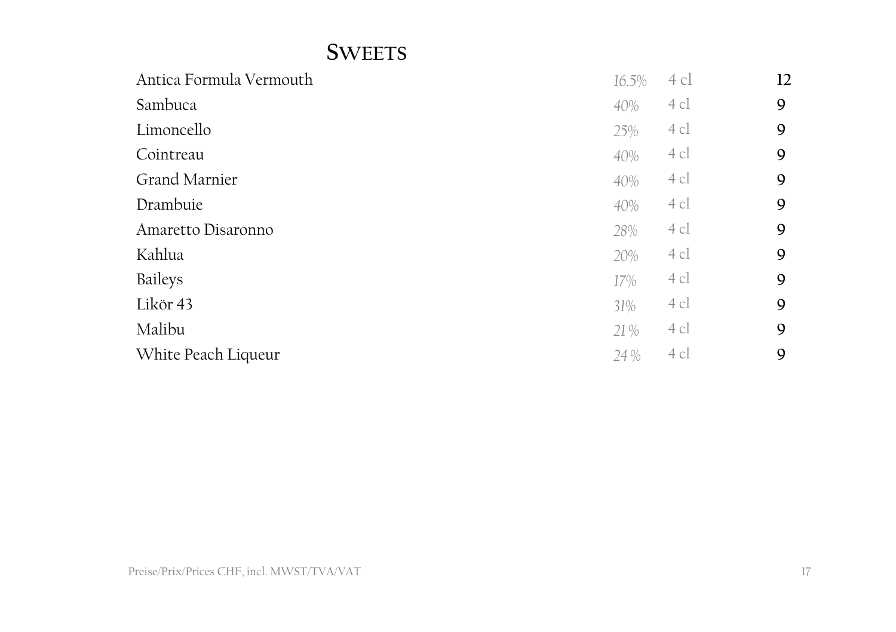## Sweets

| | | | |
|---|---|---|---|
| Antica Formula Vermouth | *16.5%* | 4 cl | **12** |
| Sambuca | *40%* | 4 cl | **9** |
| Limoncello | *25%* | 4 cl | **9** |
| Cointreau | *40%* | 4 cl | **9** |
| Grand Marnier | *40%* | 4 cl | **9** |
| Drambuie | *40%* | 4 cl | **9** |
| Amaretto Disaronno | *28%* | 4 cl | **9** |
| Kahlua | *20%* | 4 cl | **9** |
| Baileys | *17%* | 4 cl | **9** |
| Likör 43 | *31%* | 4 cl | **9** |
| Malibu | *21 %* | 4 cl | **9** |
| White Peach Liqueur | *24 %* | 4 cl | **9** |

Preise/Prix/Prices CHF, incl. MWST/TVA/VAT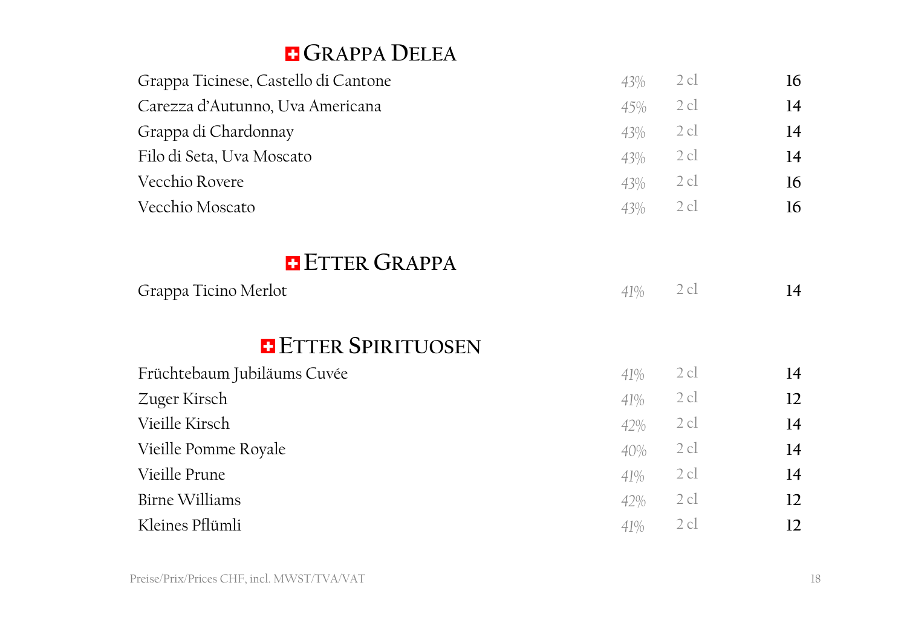## Grappa Delea

| | | | |
|---|---|---|---|
| Grappa Ticinese, Castello di Cantone | 43% | 2 cl | 16 |
| Carezza d'Autunno, Uva Americana | 45% | 2 cl | 14 |
| Grappa di Chardonnay | 43% | 2 cl | 14 |
| Filo di Seta, Uva Moscato | 43% | 2 cl | 14 |
| Vecchio Rovere | 43% | 2 cl | 16 |
| Vecchio Moscato | 43% | 2 cl | 16 |

## Etter Grappa

| | | | |
|---|---|---|---|
| Grappa Ticino Merlot | 41% | 2 cl | 14 |

## Etter Spirituosen

| | | | |
|---|---|---|---|
| Früchtebaum Jubiläums Cuvée | 41% | 2 cl | 14 |
| Zuger Kirsch | 41% | 2 cl | 12 |
| Vieille Kirsch | 42% | 2 cl | 14 |
| Vieille Pomme Royale | 40% | 2 cl | 14 |
| Vieille Prune | 41% | 2 cl | 14 |
| Birne Williams | 42% | 2 cl | 12 |
| Kleines Pflümli | 41% | 2 cl | 12 |

Preise/Prix/Prices CHF, incl. MWST/TVA/VAT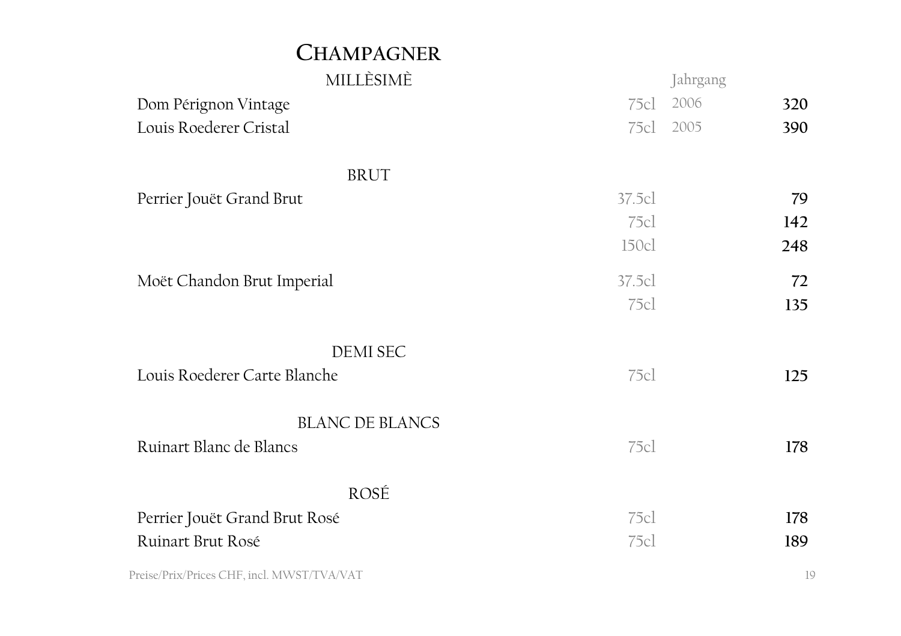# Champagner

| MILLÈSIMÈ | | Jahrgang | |
|---|---|---|---|
| Dom Pérignon Vintage | 75cl | 2006 | **320** |
| Louis Roederer Cristal | 75cl | 2005 | **390** |
| | | | |
| BRUT | | | |
| Perrier Jouët Grand Brut | 37.5cl | | **79** |
| | 75cl | | **142** |
| | 150cl | | **248** |
| Moët Chandon Brut Imperial | 37.5cl | | **72** |
| | 75cl | | **135** |
| | | | |
| DEMI SEC | | | |
| Louis Roederer Carte Blanche | 75cl | | **125** |
| | | | |
| BLANC DE BLANCS | | | |
| Ruinart Blanc de Blancs | 75cl | | **178** |
| | | | |
| ROSÉ | | | |
| Perrier Jouët Grand Brut Rosé | 75cl | | **178** |
| Ruinart Brut Rosé | 75cl | | **189** |

Preise/Prix/Prices CHF, incl. MWST/TVA/VAT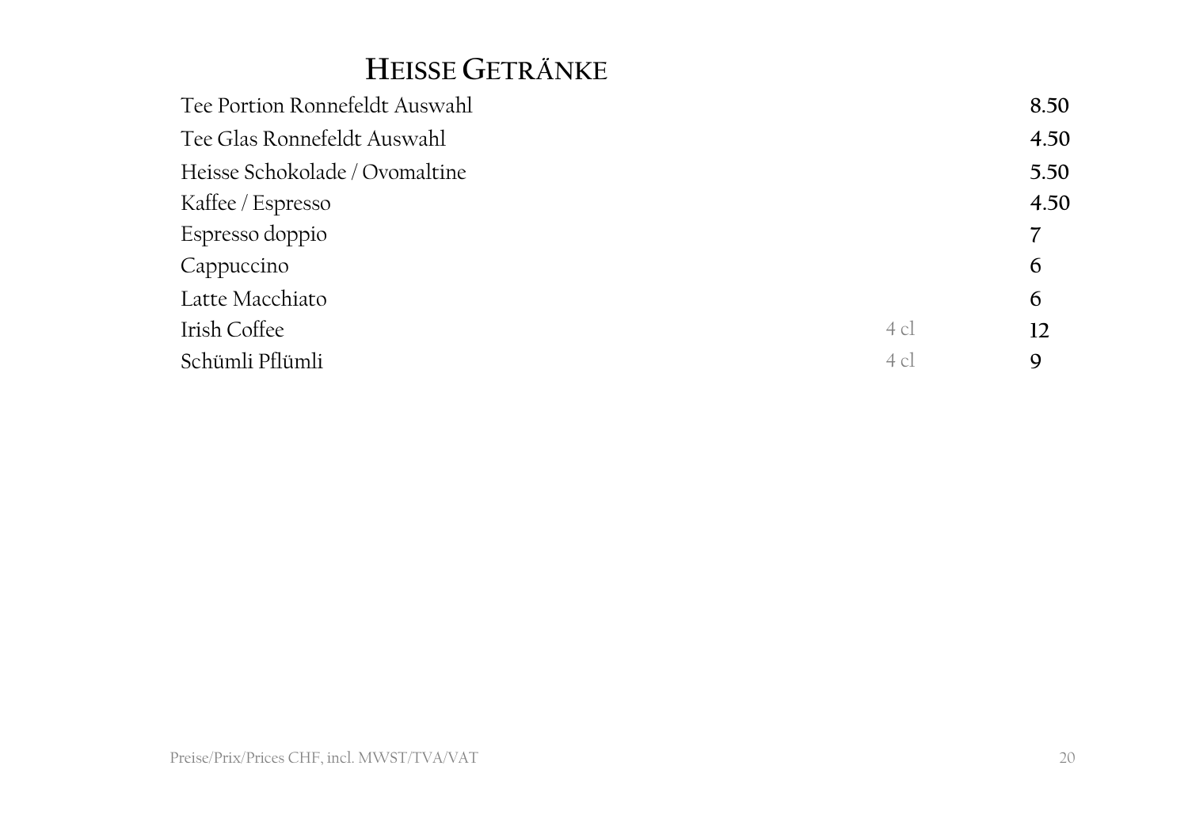## Heisse Getränke

| | | |
|---|---|---|
| Tee Portion Ronnefeldt Auswahl | | 8.50 |
| Tee Glas Ronnefeldt Auswahl | | 4.50 |
| Heisse Schokolade / Ovomaltine | | 5.50 |
| Kaffee / Espresso | | 4.50 |
| Espresso doppio | | 7 |
| Cappuccino | | 6 |
| Latte Macchiato | | 6 |
| Irish Coffee | 4 cl | 12 |
| Schümli Pflümli | 4 cl | 9 |

Preise/Prix/Prices CHF, incl. MWST/TVA/VAT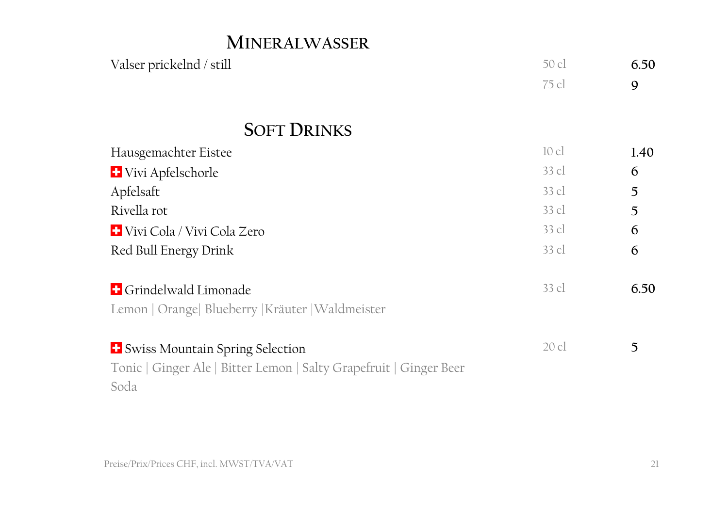## Mineralwasser

| | | |
|---|---|---|
| Valser prickelnd / still | 50 cl | 6.50 |
| | 75 cl | 9 |

## Soft Drinks

| | | |
|---|---|---|
| Hausgemachter Eistee | 10 cl | 1.40 |
| 🇨🇭 Vivi Apfelschorle | 33 cl | 6 |
| Apfelsaft | 33 cl | 5 |
| Rivella rot | 33 cl | 5 |
| 🇨🇭 Vivi Cola / Vivi Cola Zero | 33 cl | 6 |
| Red Bull Energy Drink | 33 cl | 6 |

| | | |
|---|---|---|
| 🇨🇭 Grindelwald Limonade<br>Lemon \| Orange\| Blueberry \|Kräuter \|Waldmeister | 33 cl | 6.50 |

| | | |
|---|---|---|
| 🇨🇭 Swiss Mountain Spring Selection<br>Tonic \| Ginger Ale \| Bitter Lemon \| Salty Grapefruit \| Ginger Beer<br>Soda | 20 cl | 5 |

Preise/Prix/Prices CHF, incl. MWST/TVA/VAT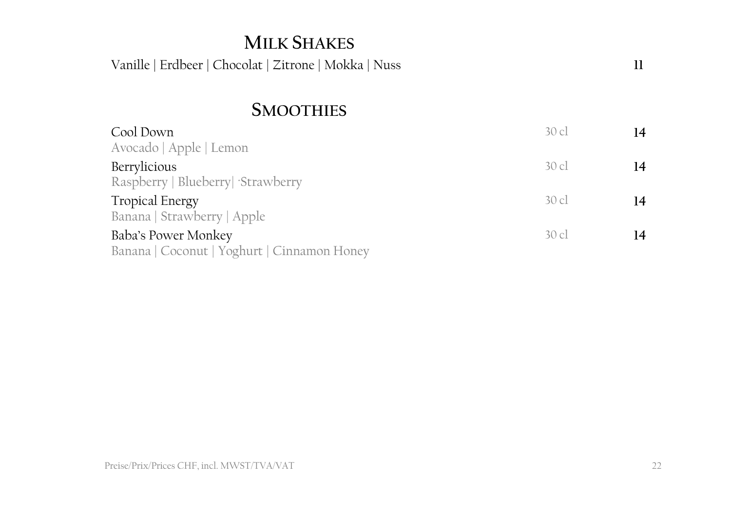## MILK SHAKES

| | |
|---|---|
| Vanille \| Erdbeer \| Chocolat \| Zitrone \| Mokka \| Nuss | 11 |

## SMOOTHIES

| | | |
|---|---|---|
| Cool Down<br>Avocado \| Apple \| Lemon | 30 cl | 14 |
| Berrylicious<br>Raspberry \| Blueberry\| ·Strawberry | 30 cl | 14 |
| Tropical Energy<br>Banana \| Strawberry \| Apple | 30 cl | 14 |
| Baba's Power Monkey<br>Banana \| Coconut \| Yoghurt \| Cinnamon Honey | 30 cl | 14 |

Preise/Prix/Prices CHF, incl. MWST/TVA/VAT